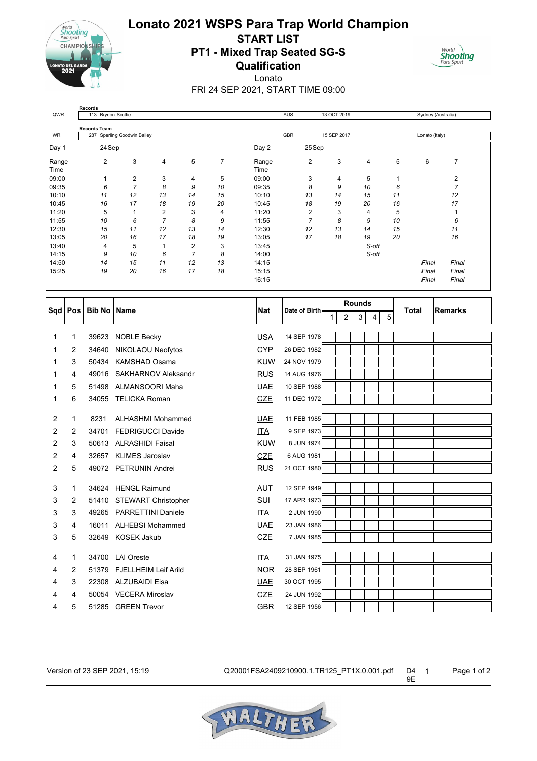# Lonato 2021 WSPS Para Trap World Champion

## START LIST

## PT1 - Mixed Trap Seated SG-S

## Qualification

Lonato

FRI 24 SEP 2021, START TIME 09:00

**Records**

| | | | | |
|---|---|---|---|---|
| QWR | 113 Brydon Scottie | AUS | 13 OCT 2019 | Sydney (Australia) |

**Records Team**

| | | | | |
|---|---|---|---|---|
| WR | 287 Sperling Goodwin Bailey | GBR | 15 SEP 2017 | Lonato (Italy) |

| Day 1 | 24 Sep | | | | | Day 2 | 25 Sep | | | | | |
|---|---|---|---|---|---|---|---|---|---|---|---|---|
| Range / Time | 2 | 3 | 4 | 5 | 7 | Range / Time | 2 | 3 | 4 | 5 | 6 | 7 |
| 09:00 | 1 | 2 | 3 | 4 | 5 | 09:00 | 3 | 4 | 5 | 1 | | 2 |
| 09:35 | *6* | *7* | *8* | *9* | *10* | 09:35 | *8* | *9* | *10* | *6* | | *7* |
| 10:10 | *11* | *12* | *13* | *14* | *15* | 10:10 | *13* | *14* | *15* | *11* | | *12* |
| 10:45 | *16* | *17* | *18* | *19* | *20* | 10:45 | *18* | *19* | *20* | *16* | | *17* |
| 11:20 | 5 | 1 | 2 | 3 | 4 | 11:20 | 2 | 3 | 4 | 5 | | 1 |
| 11:55 | *10* | *6* | *7* | *8* | *9* | 11:55 | *7* | *8* | *9* | *10* | | *6* |
| 12:30 | *15* | *11* | *12* | *13* | *14* | 12:30 | *12* | *13* | *14* | *15* | | *11* |
| 13:05 | *20* | *16* | *17* | *18* | *19* | 13:05 | *17* | *18* | *19* | *20* | | *16* |
| 13:40 | 4 | 5 | 1 | 2 | 3 | 13:45 | | | *S-off* | | | |
| 14:15 | *9* | *10* | *6* | *7* | *8* | 14:00 | | | *S-off* | | | |
| 14:50 | *14* | *15* | *11* | *12* | *13* | 14:15 | | | | | *Final* | *Final* |
| 15:25 | *19* | *20* | *16* | *17* | *18* | 15:15 | | | | | *Final* | *Final* |
| | | | | | | 16:15 | | | | | *Final* | *Final* |

| Sqd | Pos | Bib No | Name | Nat | Date of Birth | Rounds 1 | 2 | 3 | 4 | 5 | Total | Remarks |
|---|---|---|---|---|---|---|---|---|---|---|---|---|
| 1 | 1 | 39623 | NOBLE Becky | USA | 14 SEP 1978 | | | | | | | |
| 1 | 2 | 34640 | NIKOLAOU Neofytos | CYP | 26 DEC 1982 | | | | | | | |
| 1 | 3 | 50434 | KAMSHAD Osama | KUW | 24 NOV 1979 | | | | | | | |
| 1 | 4 | 49016 | SAKHARNOV Aleksandr | RUS | 14 AUG 1976 | | | | | | | |
| 1 | 5 | 51498 | ALMANSOORI Maha | UAE | 10 SEP 1988 | | | | | | | |
| 1 | 6 | 34055 | TELICKA Roman | CZE | 11 DEC 1972 | | | | | | | |
| 2 | 1 | 8231 | ALHASHMI Mohammed | UAE | 11 FEB 1985 | | | | | | | |
| 2 | 2 | 34701 | FEDRIGUCCI Davide | ITA | 9 SEP 1973 | | | | | | | |
| 2 | 3 | 50613 | ALRASHIDI Faisal | KUW | 8 JUN 1974 | | | | | | | |
| 2 | 4 | 32657 | KLIMES Jaroslav | CZE | 6 AUG 1981 | | | | | | | |
| 2 | 5 | 49072 | PETRUNIN Andrei | RUS | 21 OCT 1980 | | | | | | | |
| 3 | 1 | 34624 | HENGL Raimund | AUT | 12 SEP 1949 | | | | | | | |
| 3 | 2 | 51410 | STEWART Christopher | SUI | 17 APR 1973 | | | | | | | |
| 3 | 3 | 49265 | PARRETTINI Daniele | ITA | 2 JUN 1990 | | | | | | | |
| 3 | 4 | 16011 | ALHEBSI Mohammed | UAE | 23 JAN 1986 | | | | | | | |
| 3 | 5 | 32649 | KOSEK Jakub | CZE | 7 JAN 1985 | | | | | | | |
| 4 | 1 | 34700 | LAI Oreste | ITA | 31 JAN 1975 | | | | | | | |
| 4 | 2 | 51379 | FJELLHEIM Leif Arild | NOR | 28 SEP 1961 | | | | | | | |
| 4 | 3 | 22308 | ALZUBAIDI Eisa | UAE | 30 OCT 1995 | | | | | | | |
| 4 | 4 | 50054 | VECERA Miroslav | CZE | 24 JUN 1992 | | | | | | | |
| 4 | 5 | 51285 | GREEN Trevor | GBR | 12 SEP 1956 | | | | | | | |

Version of 23 SEP 2021, 15:19 Q20001FSA2409210900.1.TR125_PT1X.0.001.pdf D4 1 9E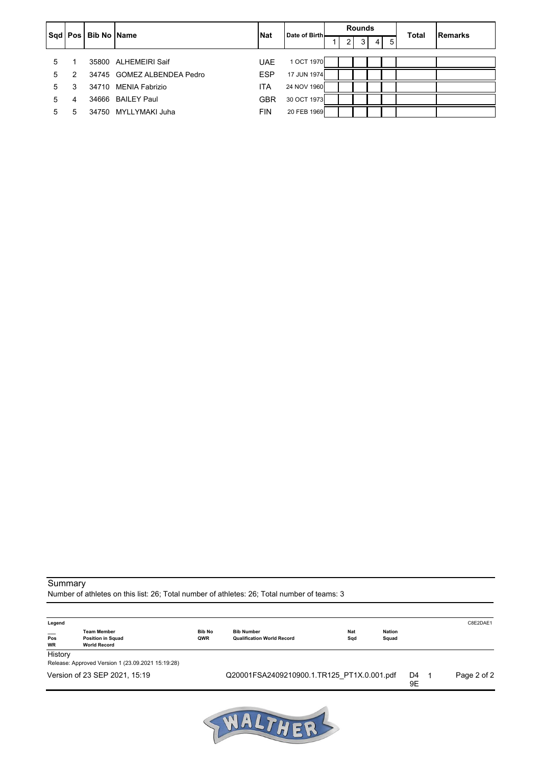| Sqd | Pos | Bib No | Name | Nat | Date of Birth | Rounds | | | | | Total | Remarks |
|---|---|---|---|---|---|---|---|---|---|---|---|---|
| | | | | | | 1 | 2 | 3 | 4 | 5 | | |
| 5 | 1 | 35800 | ALHEMEIRI Saif | UAE | 1 OCT 1970 | | | | | | | |
| 5 | 2 | 34745 | GOMEZ ALBENDEA Pedro | ESP | 17 JUN 1974 | | | | | | | |
| 5 | 3 | 34710 | MENIA Fabrizio | ITA | 24 NOV 1960 | | | | | | | |
| 5 | 4 | 34666 | BAILEY Paul | GBR | 30 OCT 1973 | | | | | | | |
| 5 | 5 | 34750 | MYLLYMAKI Juha | FIN | 20 FEB 1969 | | | | | | | |

## Summary

Number of athletes on this list: 26; Total number of athletes: 26; Total number of teams: 3

**Legend**

| | | | | | |
|---|---|---|---|---|---|
| ___ | **Team Member** | **Bib No** | **Bib Number** | **Nat** | **Nation** |
| **Pos** | **Position in Squad** | **QWR** | **Qualification World Record** | **Sqd** | **Squad** |
| **WR** | **World Record** | | | | |

C8E2DAE1

History

Release: Approved Version 1 (23.09.2021 15:19:28)

Version of 23 SEP 2021, 15:19

Q20001FSA2409210900.1.TR125_PT1X.0.001.pdf D4 9E 1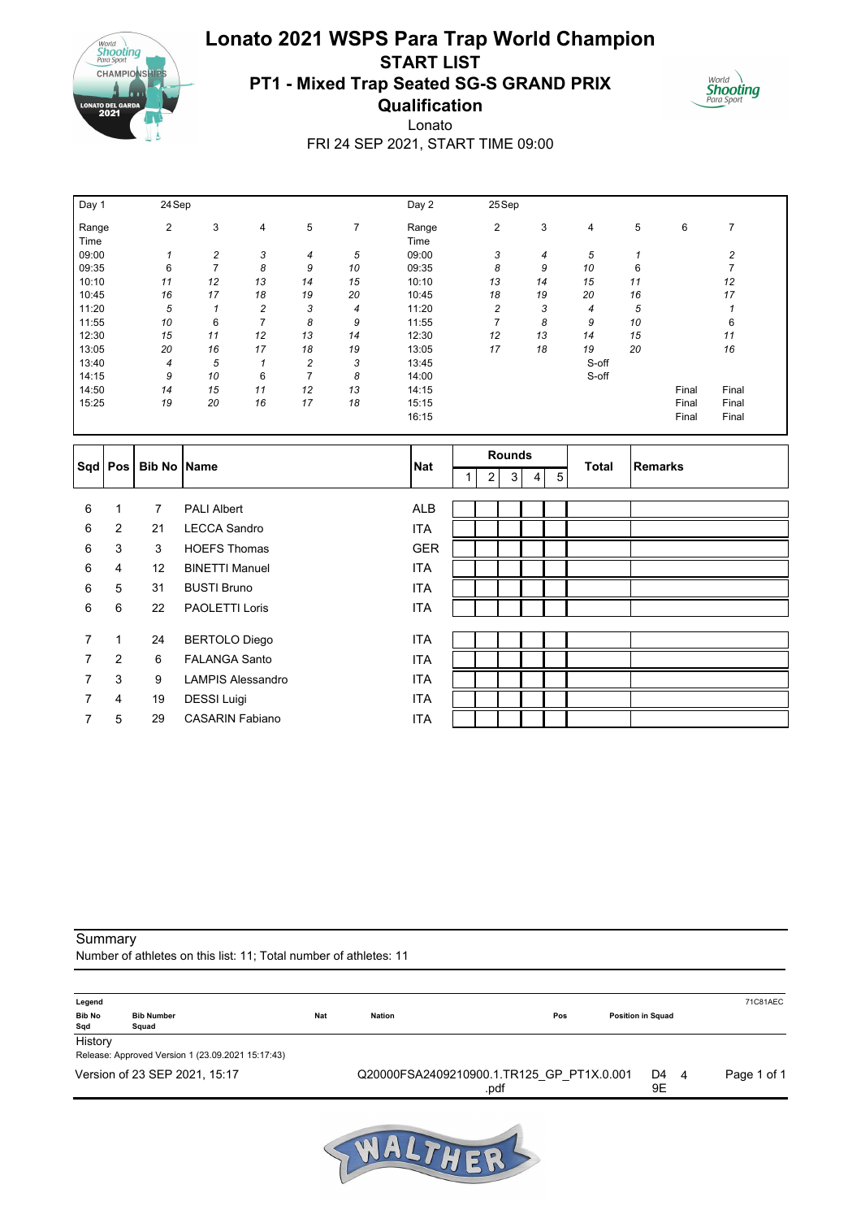# Lonato 2021 WSPS Para Trap World Champion

## START LIST

## PT1 - Mixed Trap Seated SG-S GRAND PRIX

## Qualification

Lonato

FRI 24 SEP 2021, START TIME 09:00

| Day 1 | 24 Sep | | | | | Day 2 | 25 Sep | | | | | |
|---|---|---|---|---|---|---|---|---|---|---|---|---|
| Range | 2 | 3 | 4 | 5 | 7 | Range | 2 | 3 | 4 | 5 | 6 | 7 |
| Time | | | | | | Time | | | | | | |
| 09:00 | 1 | 2 | 3 | 4 | 5 | 09:00 | 3 | 4 | 5 | 1 | | 2 |
| 09:35 | 6 | 7 | 8 | 9 | 10 | 09:35 | 8 | 9 | 10 | 6 | | 7 |
| 10:10 | 11 | 12 | 13 | 14 | 15 | 10:10 | 13 | 14 | 15 | 11 | | 12 |
| 10:45 | 16 | 17 | 18 | 19 | 20 | 10:45 | 18 | 19 | 20 | 16 | | 17 |
| 11:20 | 5 | 1 | 2 | 3 | 4 | 11:20 | 2 | 3 | 4 | 5 | | 1 |
| 11:55 | 10 | 6 | 7 | 8 | 9 | 11:55 | 7 | 8 | 9 | 10 | | 6 |
| 12:30 | 15 | 11 | 12 | 13 | 14 | 12:30 | 12 | 13 | 14 | 15 | | 11 |
| 13:05 | 20 | 16 | 17 | 18 | 19 | 13:05 | 17 | 18 | 19 | 20 | | 16 |
| 13:40 | 4 | 5 | 1 | 2 | 3 | 13:45 | | | S-off | | | |
| 14:15 | 9 | 10 | 6 | 7 | 8 | 14:00 | | | S-off | | | |
| 14:50 | 14 | 15 | 11 | 12 | 13 | 14:15 | | | | | Final | Final |
| 15:25 | 19 | 20 | 16 | 17 | 18 | 15:15 | | | | | Final | Final |
| | | | | | | 16:15 | | | | | Final | Final |

| Sqd | Pos | Bib No | Name | Nat | Rounds 1 | 2 | 3 | 4 | 5 | Total | Remarks |
|---|---|---|---|---|---|---|---|---|---|---|---|
| 6 | 1 | 7 | PALI Albert | ALB | | | | | | | |
| 6 | 2 | 21 | LECCA Sandro | ITA | | | | | | | |
| 6 | 3 | 3 | HOEFS Thomas | GER | | | | | | | |
| 6 | 4 | 12 | BINETTI Manuel | ITA | | | | | | | |
| 6 | 5 | 31 | BUSTI Bruno | ITA | | | | | | | |
| 6 | 6 | 22 | PAOLETTI Loris | ITA | | | | | | | |
| 7 | 1 | 24 | BERTOLO Diego | ITA | | | | | | | |
| 7 | 2 | 6 | FALANGA Santo | ITA | | | | | | | |
| 7 | 3 | 9 | LAMPIS Alessandro | ITA | | | | | | | |
| 7 | 4 | 19 | DESSI Luigi | ITA | | | | | | | |
| 7 | 5 | 29 | CASARIN Fabiano | ITA | | | | | | | |

**Summary**

Number of athletes on this list: 11; Total number of athletes: 11

**Legend**

| | | | | | |
|---|---|---|---|---|---|
| Bib No | Bib Number | Nat | Nation | Pos | Position in Squad |
| Sqd | Squad | | | | |

71C81AEC

History

Release: Approved Version 1 (23.09.2021 15:17:43)

Version of 23 SEP 2021, 15:17 Q20000FSA2409210900.1.TR125_GP_PT1X.0.001.pdf D4 9E 4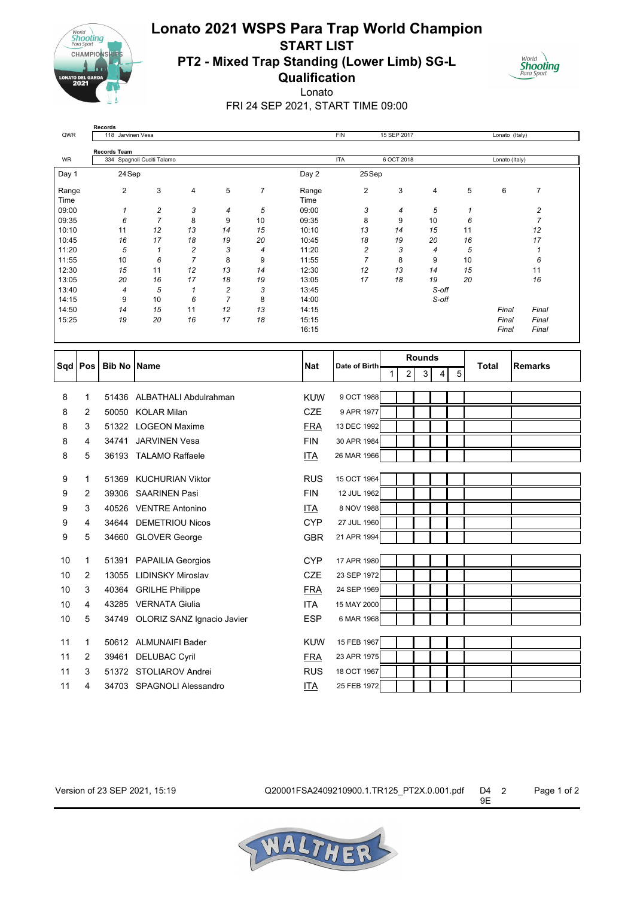# Lonato 2021 WSPS Para Trap World Champion

## START LIST

## PT2 - Mixed Trap Standing (Lower Limb) SG-L

## Qualification

Lonato

FRI 24 SEP 2021, START TIME 09:00

| | Records | | | |
|---|---|---|---|---|
| QWR | 118 Jarvinen Vesa | FIN | 15 SEP 2017 | Lonato (Italy) |

| | Records Team | | | |
|---|---|---|---|---|
| WR | 334 Spagnoli Cuciti Talamo | ITA | 6 OCT 2018 | Lonato (Italy) |

| Day 1 | 24 Sep | | | | | Day 2 | 25 Sep | | | | | |
|---|---|---|---|---|---|---|---|---|---|---|---|---|
| Range / Time | 2 | 3 | 4 | 5 | 7 | Range / Time | 2 | 3 | 4 | 5 | 6 | 7 |
| 09:00 | *1* | *2* | *3* | *4* | *5* | 09:00 | *3* | *4* | *5* | *1* | | *2* |
| 09:35 | *6* | *7* | 8 | 9 | 10 | 09:35 | 8 | 9 | 10 | *6* | | *7* |
| 10:10 | 11 | *12* | *13* | *14* | *15* | 10:10 | *13* | *14* | *15* | 11 | | *12* |
| 10:45 | *16* | *17* | *18* | *19* | *20* | 10:45 | *18* | *19* | *20* | *16* | | *17* |
| 11:20 | *5* | *1* | *2* | *3* | *4* | 11:20 | *2* | *3* | *4* | *5* | | *1* |
| 11:55 | 10 | *6* | *7* | 8 | 9 | 11:55 | *7* | 8 | 9 | 10 | | *6* |
| 12:30 | *15* | 11 | *12* | *13* | *14* | 12:30 | *12* | *13* | *14* | *15* | | 11 |
| 13:05 | *20* | *16* | *17* | *18* | *19* | 13:05 | *17* | *18* | *19* | *20* | | *16* |
| 13:40 | *4* | *5* | *1* | *2* | *3* | 13:45 | | | *S-off* | | | |
| 14:15 | 9 | 10 | *6* | *7* | 8 | 14:00 | | | *S-off* | | | |
| 14:50 | *14* | *15* | 11 | *12* | *13* | 14:15 | | | | | *Final* | *Final* |
| 15:25 | *19* | *20* | *16* | *17* | *18* | 15:15 | | | | | *Final* | *Final* |
| | | | | | | 16:15 | | | | | *Final* | *Final* |

| Sqd | Pos | Bib No | Name | Nat | Date of Birth | Rounds 1 | 2 | 3 | 4 | 5 | Total | Remarks |
|---|---|---|---|---|---|---|---|---|---|---|---|---|
| 8 | 1 | 51436 | ALBATHALI Abdulrahman | KUW | 9 OCT 1988 | | | | | | | |
| 8 | 2 | 50050 | KOLAR Milan | CZE | 9 APR 1977 | | | | | | | |
| 8 | 3 | 51322 | LOGEON Maxime | FRA | 13 DEC 1992 | | | | | | | |
| 8 | 4 | 34741 | JARVINEN Vesa | FIN | 30 APR 1984 | | | | | | | |
| 8 | 5 | 36193 | TALAMO Raffaele | ITA | 26 MAR 1966 | | | | | | | |
| 9 | 1 | 51369 | KUCHURIAN Viktor | RUS | 15 OCT 1964 | | | | | | | |
| 9 | 2 | 39306 | SAARINEN Pasi | FIN | 12 JUL 1962 | | | | | | | |
| 9 | 3 | 40526 | VENTRE Antonino | ITA | 8 NOV 1988 | | | | | | | |
| 9 | 4 | 34644 | DEMETRIOU Nicos | CYP | 27 JUL 1960 | | | | | | | |
| 9 | 5 | 34660 | GLOVER George | GBR | 21 APR 1994 | | | | | | | |
| 10 | 1 | 51391 | PAPAILIA Georgios | CYP | 17 APR 1980 | | | | | | | |
| 10 | 2 | 13055 | LIDINSKY Miroslav | CZE | 23 SEP 1972 | | | | | | | |
| 10 | 3 | 40364 | GRILHE Philippe | FRA | 24 SEP 1969 | | | | | | | |
| 10 | 4 | 43285 | VERNATA Giulia | ITA | 15 MAY 2000 | | | | | | | |
| 10 | 5 | 34749 | OLORIZ SANZ Ignacio Javier | ESP | 6 MAR 1968 | | | | | | | |
| 11 | 1 | 50612 | ALMUNAIFI Bader | KUW | 15 FEB 1967 | | | | | | | |
| 11 | 2 | 39461 | DELUBAC Cyril | FRA | 23 APR 1975 | | | | | | | |
| 11 | 3 | 51372 | STOLIAROV Andrei | RUS | 18 OCT 1967 | | | | | | | |
| 11 | 4 | 34703 | SPAGNOLI Alessandro | ITA | 25 FEB 1972 | | | | | | | |

Version of 23 SEP 2021, 15:19    Q20001FSA2409210900.1.TR125_PT2X.0.001.pdf    D4 9E 2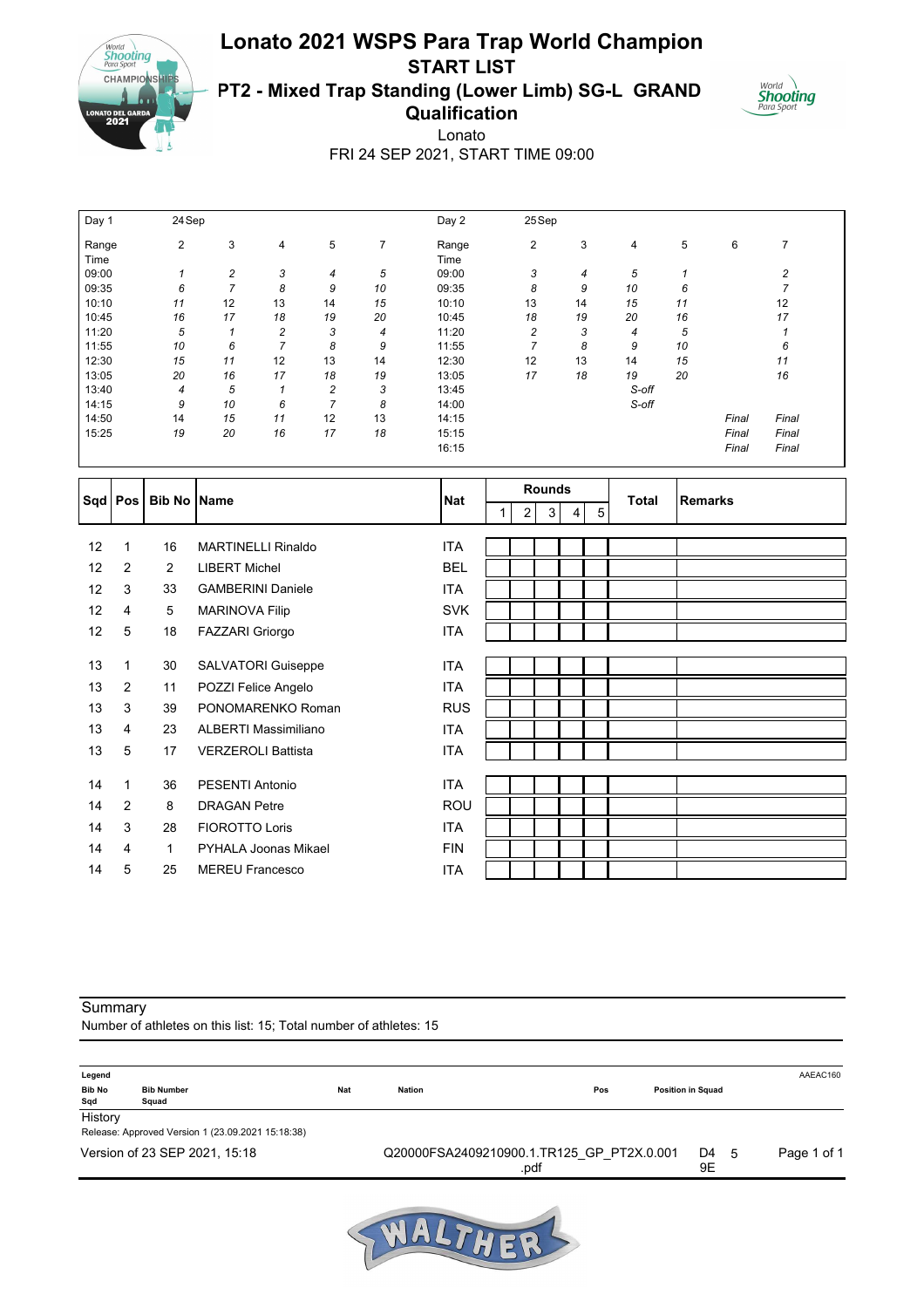# Lonato 2021 WSPS Para Trap World Champion

## START LIST

## PT2 - Mixed Trap Standing (Lower Limb) SG-L GRAND

## Qualification

Lonato

FRI 24 SEP 2021, START TIME 09:00

| Day 1 | 24 Sep | | | | | Day 2 | 25 Sep | | | | | |
|---|---|---|---|---|---|---|---|---|---|---|---|---|
| Range | 2 | 3 | 4 | 5 | 7 | Range | 2 | 3 | 4 | 5 | 6 | 7 |
| Time | | | | | | Time | | | | | | |
| 09:00 | *1* | *2* | *3* | *4* | *5* | 09:00 | *3* | *4* | *5* | *1* | | *2* |
| 09:35 | *6* | *7* | *8* | *9* | *10* | 09:35 | *8* | *9* | *10* | *6* | | *7* |
| 10:10 | *11* | 12 | 13 | 14 | *15* | 10:10 | 13 | 14 | *15* | *11* | | 12 |
| 10:45 | *16* | *17* | *18* | *19* | *20* | 10:45 | *18* | *19* | *20* | *16* | | *17* |
| 11:20 | *5* | *1* | *2* | *3* | *4* | 11:20 | *2* | *3* | *4* | *5* | | *1* |
| 11:55 | *10* | *6* | *7* | *8* | *9* | 11:55 | *7* | *8* | *9* | *10* | | *6* |
| 12:30 | *15* | *11* | 12 | 13 | 14 | 12:30 | 12 | 13 | 14 | *15* | | *11* |
| 13:05 | *20* | *16* | *17* | *18* | *19* | 13:05 | *17* | *18* | *19* | *20* | | *16* |
| 13:40 | *4* | *5* | *1* | *2* | *3* | 13:45 | | | *S-off* | | | |
| 14:15 | *9* | *10* | *6* | *7* | *8* | 14:00 | | | *S-off* | | | |
| 14:50 | 14 | 15 | *11* | 12 | 13 | 14:15 | | | | | *Final* | *Final* |
| 15:25 | *19* | *20* | *16* | *17* | *18* | 15:15 | | | | | *Final* | *Final* |
| | | | | | | 16:15 | | | | | *Final* | *Final* |

| Sqd | Pos | Bib No | Name | Nat | Rounds 1 | 2 | 3 | 4 | 5 | Total | Remarks |
|---|---|---|---|---|---|---|---|---|---|---|---|
| 12 | 1 | 16 | MARTINELLI Rinaldo | ITA | | | | | | | |
| 12 | 2 | 2 | LIBERT Michel | BEL | | | | | | | |
| 12 | 3 | 33 | GAMBERINI Daniele | ITA | | | | | | | |
| 12 | 4 | 5 | MARINOVA Filip | SVK | | | | | | | |
| 12 | 5 | 18 | FAZZARI Griorgo | ITA | | | | | | | |
| 13 | 1 | 30 | SALVATORI Guiseppe | ITA | | | | | | | |
| 13 | 2 | 11 | POZZI Felice Angelo | ITA | | | | | | | |
| 13 | 3 | 39 | PONOMARENKO Roman | RUS | | | | | | | |
| 13 | 4 | 23 | ALBERTI Massimiliano | ITA | | | | | | | |
| 13 | 5 | 17 | VERZEROLI Battista | ITA | | | | | | | |
| 14 | 1 | 36 | PESENTI Antonio | ITA | | | | | | | |
| 14 | 2 | 8 | DRAGAN Petre | ROU | | | | | | | |
| 14 | 3 | 28 | FIOROTTO Loris | ITA | | | | | | | |
| 14 | 4 | 1 | PYHALA Joonas Mikael | FIN | | | | | | | |
| 14 | 5 | 25 | MEREU Francesco | ITA | | | | | | | |

Summary

Number of athletes on this list: 15; Total number of athletes: 15

**Legend**

| | | | | | |
|---|---|---|---|---|---|
| **Bib No** | **Bib Number** | **Nat** | **Nation** | **Pos** | **Position in Squad** |
| **Sqd** | **Squad** | | | | |

AAEAC160

History

Release: Approved Version 1 (23.09.2021 15:18:38)

Version of 23 SEP 2021, 15:18

Q20000FSA2409210900.1.TR125_GP_PT2X.0.001.pdf D4 9E 5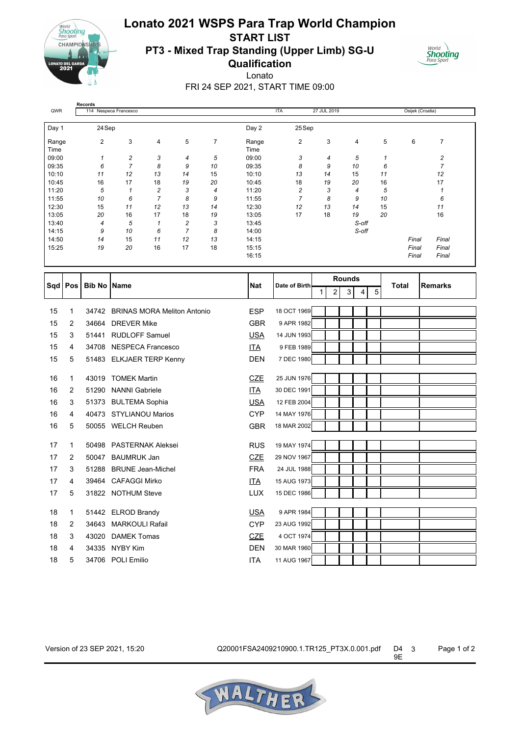# Lonato 2021 WSPS Para Trap World Champion

## START LIST

## PT3 - Mixed Trap Standing (Upper Limb) SG-U

## Qualification

Lonato

FRI 24 SEP 2021, START TIME 09:00

**Records**

| | | | | |
|---|---|---|---|---|
| QWR | 114 Nespeca Francesco | ITA | 27 JUL 2019 | Osijek (Croatia) |

| Day 1 | 24 Sep | | | | | Day 2 | 25 Sep | | | | | |
|---|---|---|---|---|---|---|---|---|---|---|---|---|
| Range / Time | 2 | 3 | 4 | 5 | 7 | Range / Time | 2 | 3 | 4 | 5 | 6 | 7 |
| 09:00 | *1* | *2* | *3* | *4* | *5* | 09:00 | *3* | *4* | *5* | *1* | | *2* |
| 09:35 | *6* | *7* | *8* | *9* | *10* | 09:35 | *8* | *9* | *10* | *6* | | *7* |
| 10:10 | *11* | *12* | *13* | *14* | 15 | 10:10 | *13* | *14* | 15 | *11* | | *12* |
| 10:45 | 16 | 17 | 18 | *19* | *20* | 10:45 | 18 | *19* | *20* | 16 | | 17 |
| 11:20 | *5* | *1* | *2* | *3* | *4* | 11:20 | *2* | *3* | *4* | *5* | | *1* |
| 11:55 | *10* | *6* | *7* | *8* | *9* | 11:55 | *7* | *8* | *9* | *10* | | *6* |
| 12:30 | 15 | *11* | *12* | *13* | *14* | 12:30 | *12* | *13* | *14* | 15 | | *11* |
| 13:05 | *20* | 16 | 17 | 18 | *19* | 13:05 | 17 | 18 | *19* | *20* | | 16 |
| 13:40 | *4* | *5* | *1* | *2* | *3* | 13:45 | | | *S-off* | | | |
| 14:15 | *9* | *10* | *6* | *7* | *8* | 14:00 | | | *S-off* | | | |
| 14:50 | *14* | 15 | *11* | *12* | *13* | 14:15 | | | | | *Final* | *Final* |
| 15:25 | *19* | *20* | 16 | 17 | 18 | 15:15 | | | | | *Final* | *Final* |
| | | | | | | 16:15 | | | | | *Final* | *Final* |

| Sqd | Pos | Bib No | Name | Nat | Date of Birth | Rounds 1 | 2 | 3 | 4 | 5 | Total | Remarks |
|---|---|---|---|---|---|---|---|---|---|---|---|---|
| 15 | 1 | 34742 | BRINAS MORA Meliton Antonio | ESP | 18 OCT 1969 | | | | | | | |
| 15 | 2 | 34664 | DREVER Mike | GBR | 9 APR 1982 | | | | | | | |
| 15 | 3 | 51441 | RUDLOFF Samuel | USA | 14 JUN 1993 | | | | | | | |
| 15 | 4 | 34708 | NESPECA Francesco | ITA | 9 FEB 1989 | | | | | | | |
| 15 | 5 | 51483 | ELKJAER TERP Kenny | DEN | 7 DEC 1980 | | | | | | | |
| 16 | 1 | 43019 | TOMEK Martin | CZE | 25 JUN 1976 | | | | | | | |
| 16 | 2 | 51290 | NANNI Gabriele | ITA | 30 DEC 1991 | | | | | | | |
| 16 | 3 | 51373 | BULTEMA Sophia | USA | 12 FEB 2004 | | | | | | | |
| 16 | 4 | 40473 | STYLIANOU Marios | CYP | 14 MAY 1976 | | | | | | | |
| 16 | 5 | 50055 | WELCH Reuben | GBR | 18 MAR 2002 | | | | | | | |
| 17 | 1 | 50498 | PASTERNAK Aleksei | RUS | 19 MAY 1974 | | | | | | | |
| 17 | 2 | 50047 | BAUMRUK Jan | CZE | 29 NOV 1967 | | | | | | | |
| 17 | 3 | 51288 | BRUNE Jean-Michel | FRA | 24 JUL 1988 | | | | | | | |
| 17 | 4 | 39464 | CAFAGGI Mirko | ITA | 15 AUG 1973 | | | | | | | |
| 17 | 5 | 31822 | NOTHUM Steve | LUX | 15 DEC 1986 | | | | | | | |
| 18 | 1 | 51442 | ELROD Brandy | USA | 9 APR 1984 | | | | | | | |
| 18 | 2 | 34643 | MARKOULI Rafail | CYP | 23 AUG 1992 | | | | | | | |
| 18 | 3 | 43020 | DAMEK Tomas | CZE | 4 OCT 1974 | | | | | | | |
| 18 | 4 | 34335 | NYBY Kim | DEN | 30 MAR 1960 | | | | | | | |
| 18 | 5 | 34706 | POLI Emilio | ITA | 11 AUG 1967 | | | | | | | |

Version of 23 SEP 2021, 15:20 Q20001FSA2409210900.1.TR125_PT3X.0.001.pdf D4 9E 3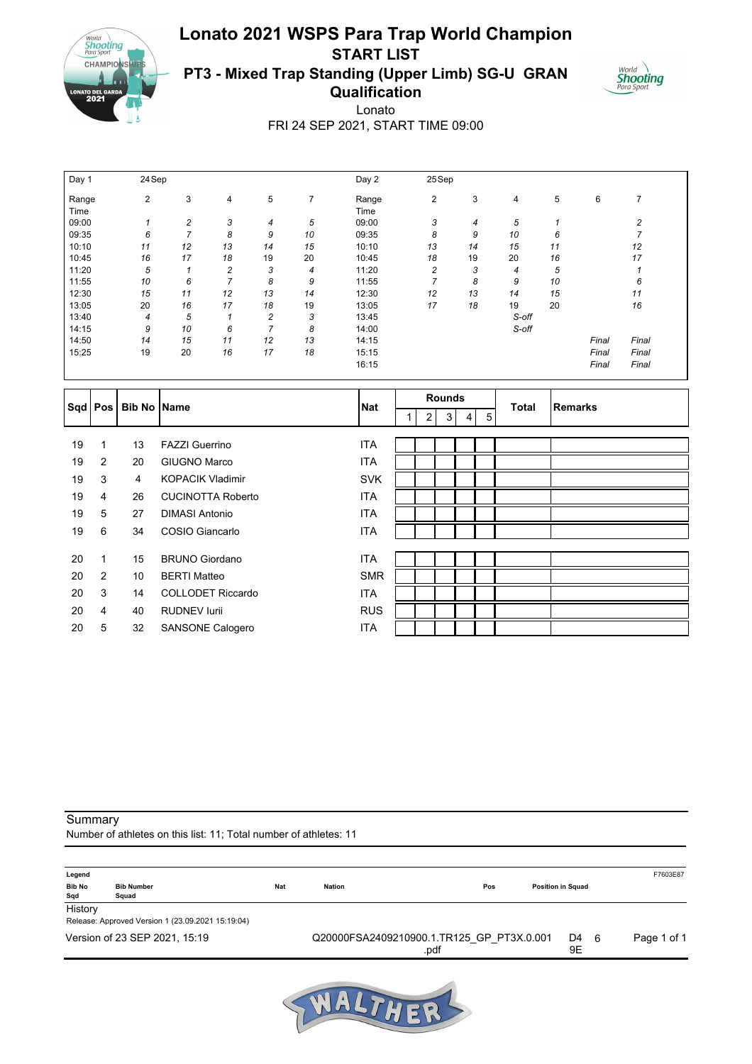# Lonato 2021 WSPS Para Trap World Champion

## START LIST

## PT3 - Mixed Trap Standing (Upper Limb) SG-U GRAN

## Qualification

Lonato

FRI 24 SEP 2021, START TIME 09:00

| Day 1 | 24 Sep | | | | | Day 2 | 25 Sep | | | | | |
|---|---|---|---|---|---|---|---|---|---|---|---|---|
| Range Time | 2 | 3 | 4 | 5 | 7 | Range Time | 2 | 3 | 4 | 5 | 6 | 7 |
| 09:00 | *1* | *2* | *3* | *4* | *5* | 09:00 | *3* | *4* | *5* | *1* | | *2* |
| 09:35 | *6* | *7* | *8* | *9* | *10* | 09:35 | *8* | *9* | *10* | *6* | | *7* |
| 10:10 | *11* | *12* | *13* | *14* | *15* | 10:10 | *13* | *14* | *15* | *11* | | *12* |
| 10:45 | 16 | 17 | 18 | 19 | 20 | 10:45 | 18 | 19 | 20 | 16 | | 17 |
| 11:20 | *5* | *1* | *2* | *3* | *4* | 11:20 | *2* | *3* | *4* | *5* | | *1* |
| 11:55 | *10* | *6* | *7* | *8* | *9* | 11:55 | *7* | *8* | *9* | *10* | | *6* |
| 12:30 | *15* | *11* | *12* | *13* | *14* | 12:30 | *12* | *13* | *14* | *15* | | *11* |
| 13:05 | 20 | *16* | *17* | *18* | 19 | 13:05 | *17* | *18* | 19 | 20 | | *16* |
| 13:40 | *4* | *5* | *1* | *2* | *3* | 13:45 | | | *S-off* | | | |
| 14:15 | *9* | *10* | *6* | *7* | *8* | 14:00 | | | *S-off* | | | |
| 14:50 | *14* | *15* | *11* | *12* | *13* | 14:15 | | | | | *Final* | *Final* |
| 15:25 | 19 | 20 | *16* | *17* | *18* | 15:15 | | | | | *Final* | *Final* |
| | | | | | | 16:15 | | | | | *Final* | *Final* |

| Sqd | Pos | Bib No | Name | Nat | Rounds 1 | 2 | 3 | 4 | 5 | Total | Remarks |
|---|---|---|---|---|---|---|---|---|---|---|---|
| 19 | 1 | 13 | FAZZI Guerrino | ITA | | | | | | | |
| 19 | 2 | 20 | GIUGNO Marco | ITA | | | | | | | |
| 19 | 3 | 4 | KOPACIK Vladimir | SVK | | | | | | | |
| 19 | 4 | 26 | CUCINOTTA Roberto | ITA | | | | | | | |
| 19 | 5 | 27 | DIMASI Antonio | ITA | | | | | | | |
| 19 | 6 | 34 | COSIO Giancarlo | ITA | | | | | | | |
| 20 | 1 | 15 | BRUNO Giordano | ITA | | | | | | | |
| 20 | 2 | 10 | BERTI Matteo | SMR | | | | | | | |
| 20 | 3 | 14 | COLLODET Riccardo | ITA | | | | | | | |
| 20 | 4 | 40 | RUDNEV Iurii | RUS | | | | | | | |
| 20 | 5 | 32 | SANSONE Calogero | ITA | | | | | | | |

**Summary**

Number of athletes on this list: 11; Total number of athletes: 11

**Legend** F7603E87

| | | | | | |
|---|---|---|---|---|---|
| **Bib No** | **Bib Number** | **Nat** | **Nation** | **Pos** | **Position in Squad** |
| **Sqd** | **Squad** | | | | |

History

Release: Approved Version 1 (23.09.2021 15:19:04)

Version of 23 SEP 2021, 15:19    Q20000FSA2409210900.1.TR125_GP_PT3X.0.001.pdf    D4 9E 6